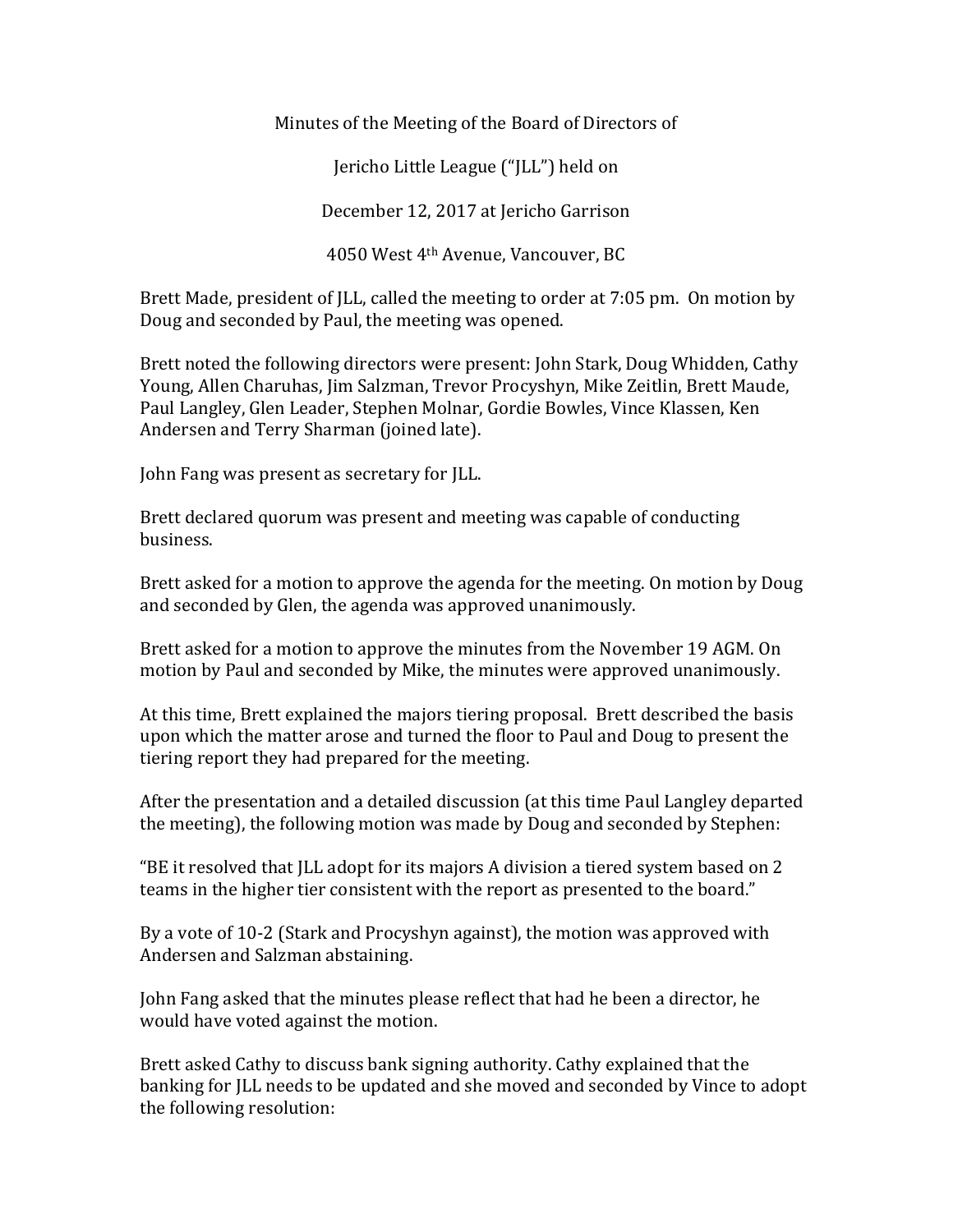Minutes of the Meeting of the Board of Directors of

Jericho Little League ("JLL") held on

December 12, 2017 at Jericho Garrison

4050 West 4th Avenue, Vancouver, BC

Brett Made, president of JLL, called the meeting to order at 7:05 pm. On motion by Doug and seconded by Paul, the meeting was opened.

Brett noted the following directors were present: John Stark, Doug Whidden, Cathy Young, Allen Charuhas, Jim Salzman, Trevor Procyshyn, Mike Zeitlin, Brett Maude, Paul Langley, Glen Leader, Stephen Molnar, Gordie Bowles, Vince Klassen, Ken Andersen and Terry Sharman (joined late).

John Fang was present as secretary for JLL.

Brett declared quorum was present and meeting was capable of conducting business.

Brett asked for a motion to approve the agenda for the meeting. On motion by Doug and seconded by Glen, the agenda was approved unanimously.

Brett asked for a motion to approve the minutes from the November 19 AGM. On motion by Paul and seconded by Mike, the minutes were approved unanimously.

At this time, Brett explained the majors tiering proposal. Brett described the basis upon which the matter arose and turned the floor to Paul and Doug to present the tiering report they had prepared for the meeting.

After the presentation and a detailed discussion (at this time Paul Langley departed the meeting), the following motion was made by Doug and seconded by Stephen:

"BE it resolved that JLL adopt for its majors A division a tiered system based on 2 teams in the higher tier consistent with the report as presented to the board."

By a vote of 10-2 (Stark and Procyshyn against), the motion was approved with Andersen and Salzman abstaining.

John Fang asked that the minutes please reflect that had he been a director, he would have voted against the motion.

Brett asked Cathy to discuss bank signing authority. Cathy explained that the banking for JLL needs to be updated and she moved and seconded by Vince to adopt the following resolution: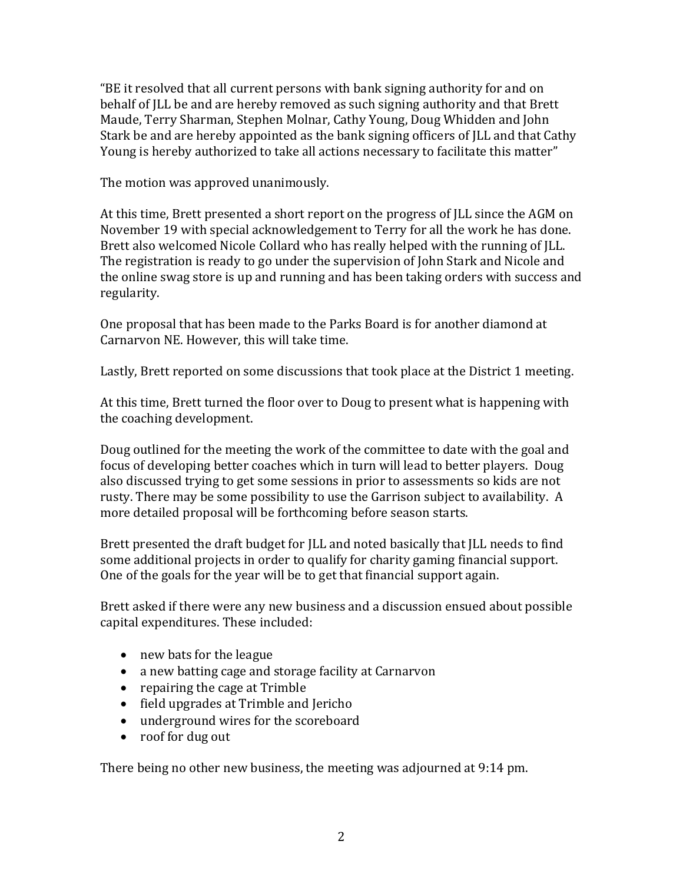"BE it resolved that all current persons with bank signing authority for and on behalf of JLL be and are hereby removed as such signing authority and that Brett Maude, Terry Sharman, Stephen Molnar, Cathy Young, Doug Whidden and John Stark be and are hereby appointed as the bank signing officers of JLL and that Cathy Young is hereby authorized to take all actions necessary to facilitate this matter"

The motion was approved unanimously.

At this time, Brett presented a short report on the progress of JLL since the AGM on November 19 with special acknowledgement to Terry for all the work he has done. Brett also welcomed Nicole Collard who has really helped with the running of JLL. The registration is ready to go under the supervision of John Stark and Nicole and the online swag store is up and running and has been taking orders with success and regularity.

One proposal that has been made to the Parks Board is for another diamond at Carnarvon NE. However, this will take time.

Lastly, Brett reported on some discussions that took place at the District 1 meeting.

At this time, Brett turned the floor over to Doug to present what is happening with the coaching development.

Doug outlined for the meeting the work of the committee to date with the goal and focus of developing better coaches which in turn will lead to better players. Doug also discussed trying to get some sessions in prior to assessments so kids are not rusty. There may be some possibility to use the Garrison subject to availability. A more detailed proposal will be forthcoming before season starts.

Brett presented the draft budget for JLL and noted basically that JLL needs to find some additional projects in order to qualify for charity gaming financial support. One of the goals for the year will be to get that financial support again.

Brett asked if there were any new business and a discussion ensued about possible capital expenditures. These included:

- new bats for the league
- a new batting cage and storage facility at Carnarvon
- repairing the cage at Trimble
- field upgrades at Trimble and Jericho
- underground wires for the scoreboard
- roof for dug out

There being no other new business, the meeting was adjourned at 9:14 pm.